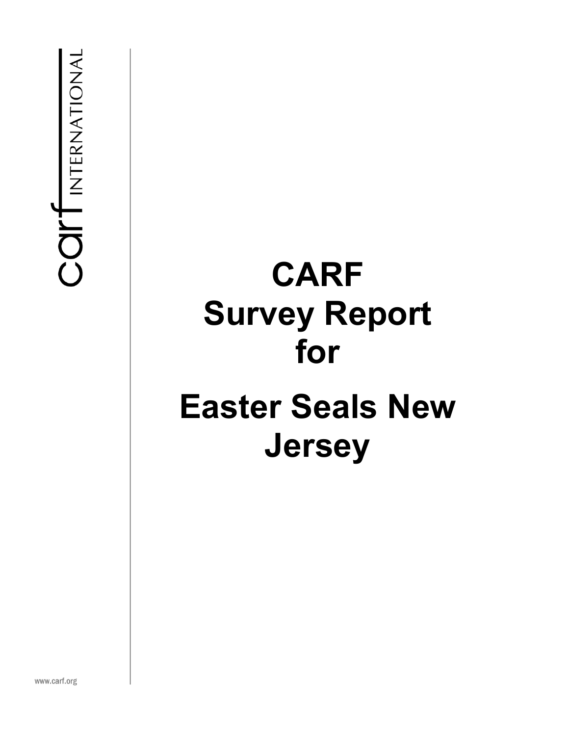carf INTERNATIONAL

# CARF Survey Report for Easter Seals New Jersey

www.carf.org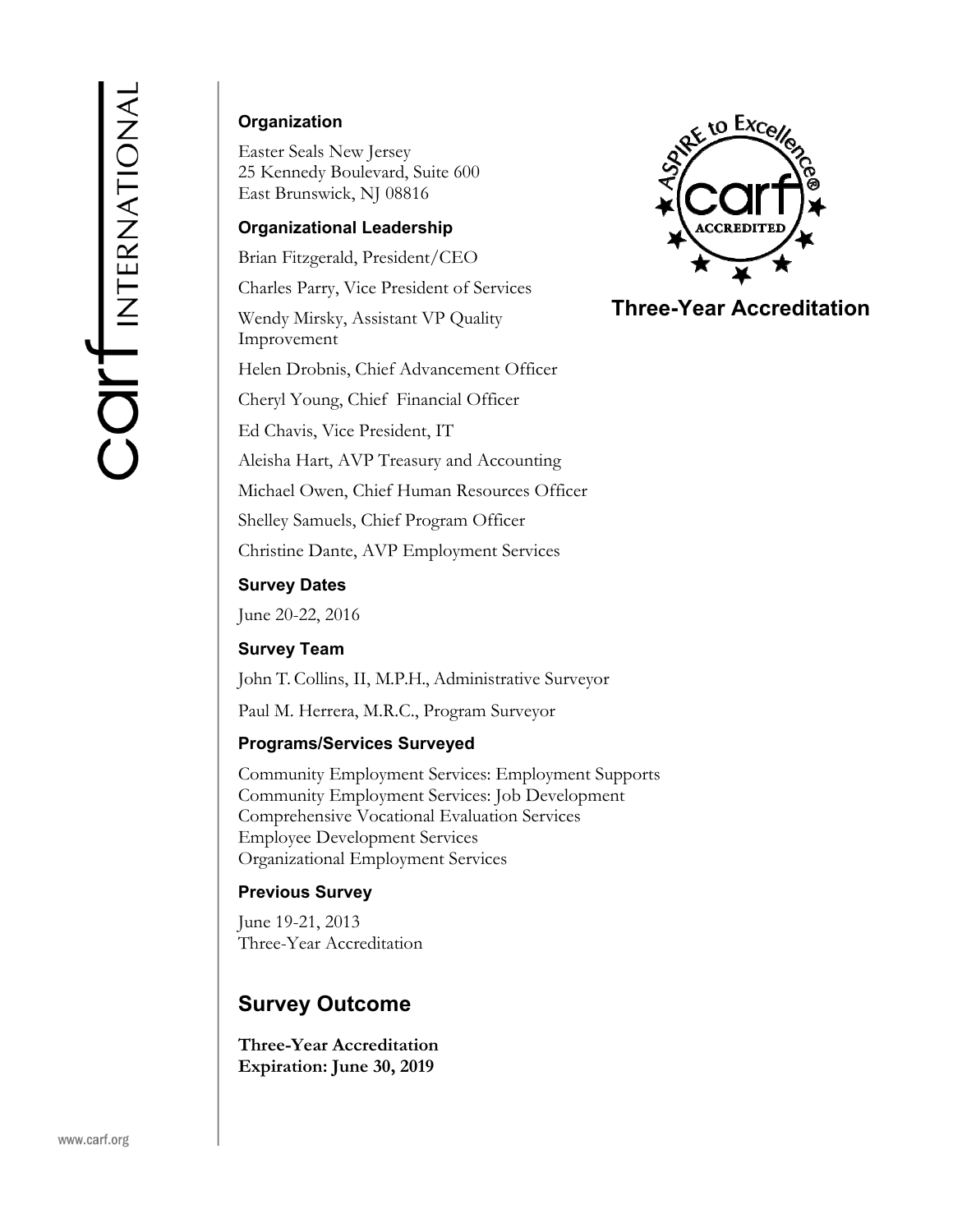### Organization

Easter Seals New Jersey
25 Kennedy Boulevard, Suite 600
East Brunswick, NJ 08816

### Organizational Leadership

Brian Fitzgerald, President/CEO

Charles Parry, Vice President of Services

Wendy Mirsky, Assistant VP Quality Improvement

Helen Drobnis, Chief Advancement Officer

Cheryl Young, Chief Financial Officer

Ed Chavis, Vice President, IT

Aleisha Hart, AVP Treasury and Accounting

Michael Owen, Chief Human Resources Officer

Shelley Samuels, Chief Program Officer

Christine Dante, AVP Employment Services

**Three-Year Accreditation**

### Survey Dates

June 20-22, 2016

### Survey Team

John T. Collins, II, M.P.H., Administrative Surveyor

Paul M. Herrera, M.R.C., Program Surveyor

### Programs/Services Surveyed

Community Employment Services: Employment Supports
Community Employment Services: Job Development
Comprehensive Vocational Evaluation Services
Employee Development Services
Organizational Employment Services

### Previous Survey

June 19-21, 2013
Three-Year Accreditation

## Survey Outcome

**Three-Year Accreditation**
**Expiration: June 30, 2019**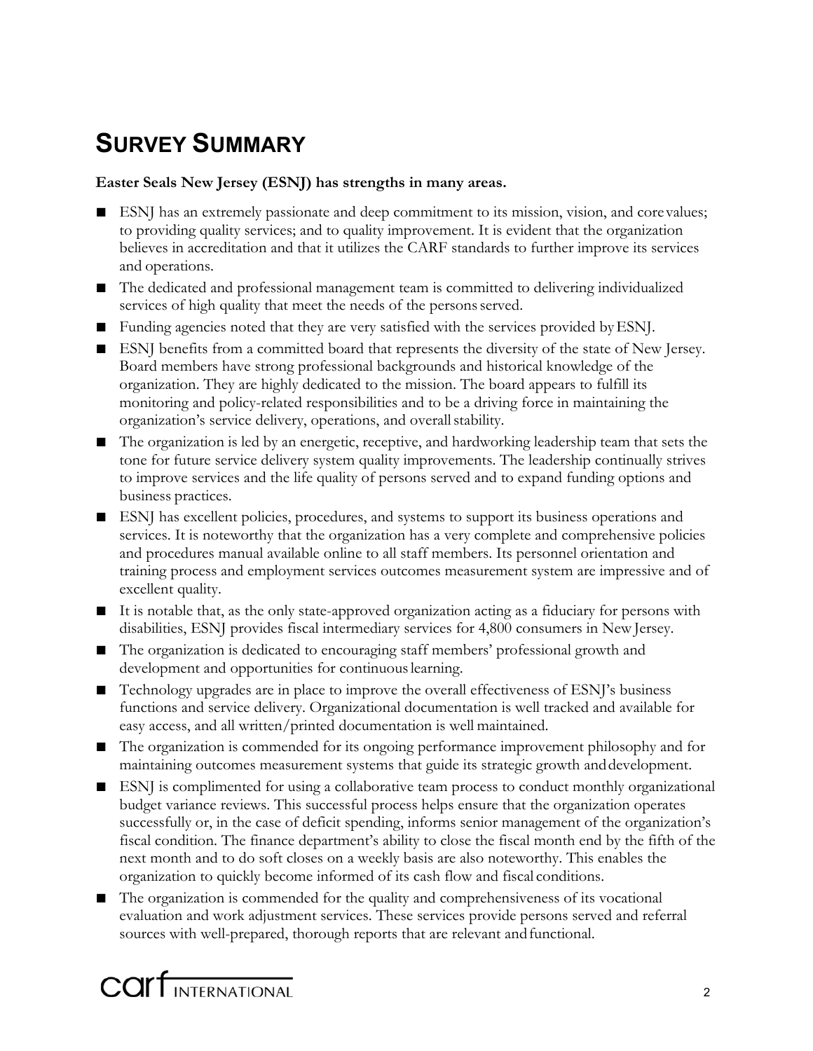# Survey Summary

**Easter Seals New Jersey (ESNJ) has strengths in many areas.**

- ESNJ has an extremely passionate and deep commitment to its mission, vision, and core values; to providing quality services; and to quality improvement. It is evident that the organization believes in accreditation and that it utilizes the CARF standards to further improve its services and operations.
- The dedicated and professional management team is committed to delivering individualized services of high quality that meet the needs of the persons served.
- Funding agencies noted that they are very satisfied with the services provided by ESNJ.
- ESNJ benefits from a committed board that represents the diversity of the state of New Jersey. Board members have strong professional backgrounds and historical knowledge of the organization. They are highly dedicated to the mission. The board appears to fulfill its monitoring and policy-related responsibilities and to be a driving force in maintaining the organization's service delivery, operations, and overall stability.
- The organization is led by an energetic, receptive, and hardworking leadership team that sets the tone for future service delivery system quality improvements. The leadership continually strives to improve services and the life quality of persons served and to expand funding options and business practices.
- ESNJ has excellent policies, procedures, and systems to support its business operations and services. It is noteworthy that the organization has a very complete and comprehensive policies and procedures manual available online to all staff members. Its personnel orientation and training process and employment services outcomes measurement system are impressive and of excellent quality.
- It is notable that, as the only state-approved organization acting as a fiduciary for persons with disabilities, ESNJ provides fiscal intermediary services for 4,800 consumers in New Jersey.
- The organization is dedicated to encouraging staff members' professional growth and development and opportunities for continuous learning.
- Technology upgrades are in place to improve the overall effectiveness of ESNJ's business functions and service delivery. Organizational documentation is well tracked and available for easy access, and all written/printed documentation is well maintained.
- The organization is commended for its ongoing performance improvement philosophy and for maintaining outcomes measurement systems that guide its strategic growth and development.
- ESNJ is complimented for using a collaborative team process to conduct monthly organizational budget variance reviews. This successful process helps ensure that the organization operates successfully or, in the case of deficit spending, informs senior management of the organization's fiscal condition. The finance department's ability to close the fiscal month end by the fifth of the next month and to do soft closes on a weekly basis are also noteworthy. This enables the organization to quickly become informed of its cash flow and fiscal conditions.
- The organization is commended for the quality and comprehensiveness of its vocational evaluation and work adjustment services. These services provide persons served and referral sources with well-prepared, thorough reports that are relevant and functional.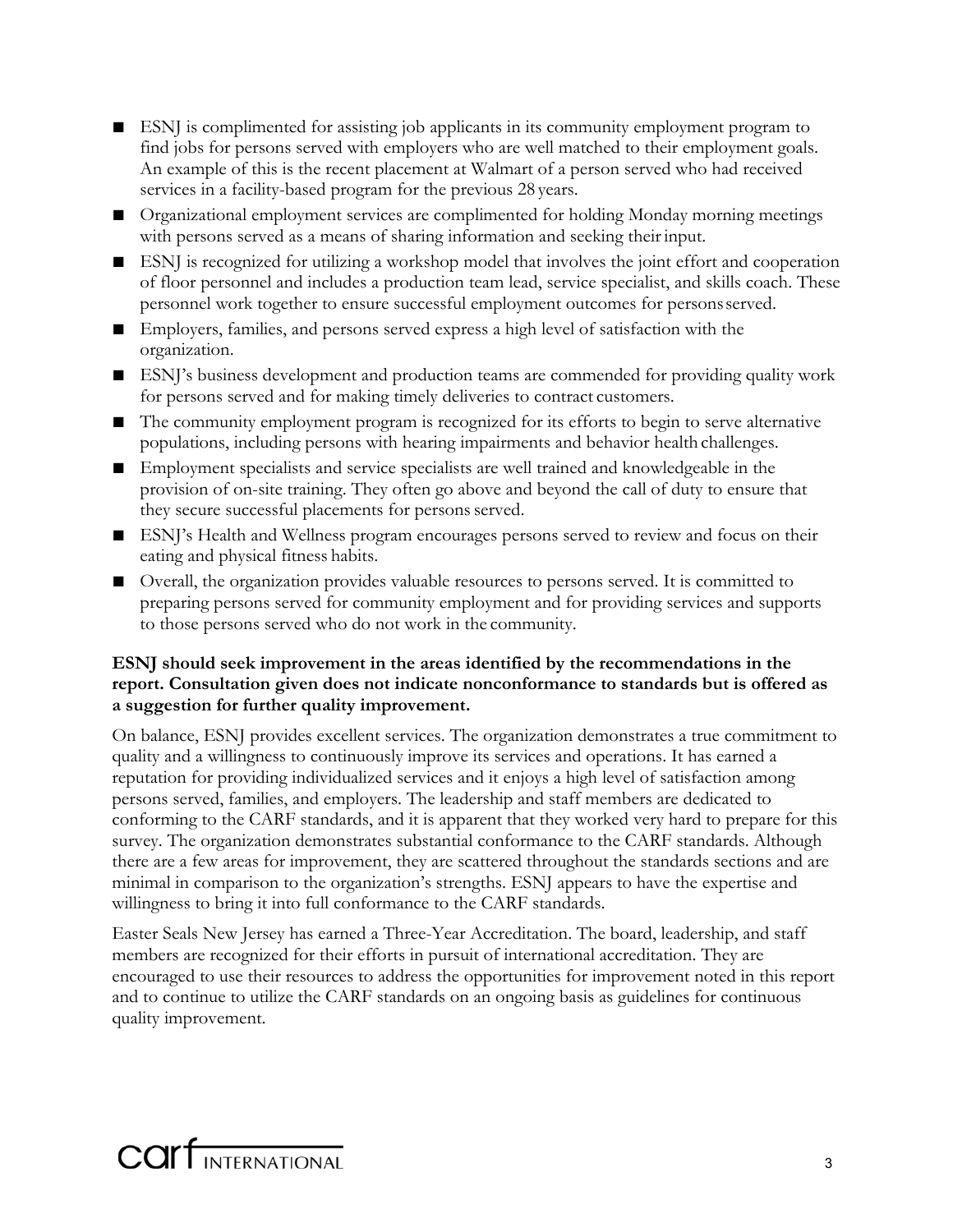- ESNJ is complimented for assisting job applicants in its community employment program to find jobs for persons served with employers who are well matched to their employment goals. An example of this is the recent placement at Walmart of a person served who had received services in a facility-based program for the previous 28 years.
- Organizational employment services are complimented for holding Monday morning meetings with persons served as a means of sharing information and seeking their input.
- ESNJ is recognized for utilizing a workshop model that involves the joint effort and cooperation of floor personnel and includes a production team lead, service specialist, and skills coach. These personnel work together to ensure successful employment outcomes for persons served.
- Employers, families, and persons served express a high level of satisfaction with the organization.
- ESNJ's business development and production teams are commended for providing quality work for persons served and for making timely deliveries to contract customers.
- The community employment program is recognized for its efforts to begin to serve alternative populations, including persons with hearing impairments and behavior health challenges.
- Employment specialists and service specialists are well trained and knowledgeable in the provision of on-site training. They often go above and beyond the call of duty to ensure that they secure successful placements for persons served.
- ESNJ's Health and Wellness program encourages persons served to review and focus on their eating and physical fitness habits.
- Overall, the organization provides valuable resources to persons served. It is committed to preparing persons served for community employment and for providing services and supports to those persons served who do not work in the community.

**ESNJ should seek improvement in the areas identified by the recommendations in the report. Consultation given does not indicate nonconformance to standards but is offered as a suggestion for further quality improvement.**

On balance, ESNJ provides excellent services. The organization demonstrates a true commitment to quality and a willingness to continuously improve its services and operations. It has earned a reputation for providing individualized services and it enjoys a high level of satisfaction among persons served, families, and employers. The leadership and staff members are dedicated to conforming to the CARF standards, and it is apparent that they worked very hard to prepare for this survey. The organization demonstrates substantial conformance to the CARF standards. Although there are a few areas for improvement, they are scattered throughout the standards sections and are minimal in comparison to the organization's strengths. ESNJ appears to have the expertise and willingness to bring it into full conformance to the CARF standards.

Easter Seals New Jersey has earned a Three-Year Accreditation. The board, leadership, and staff members are recognized for their efforts in pursuit of international accreditation. They are encouraged to use their resources to address the opportunities for improvement noted in this report and to continue to utilize the CARF standards on an ongoing basis as guidelines for continuous quality improvement.